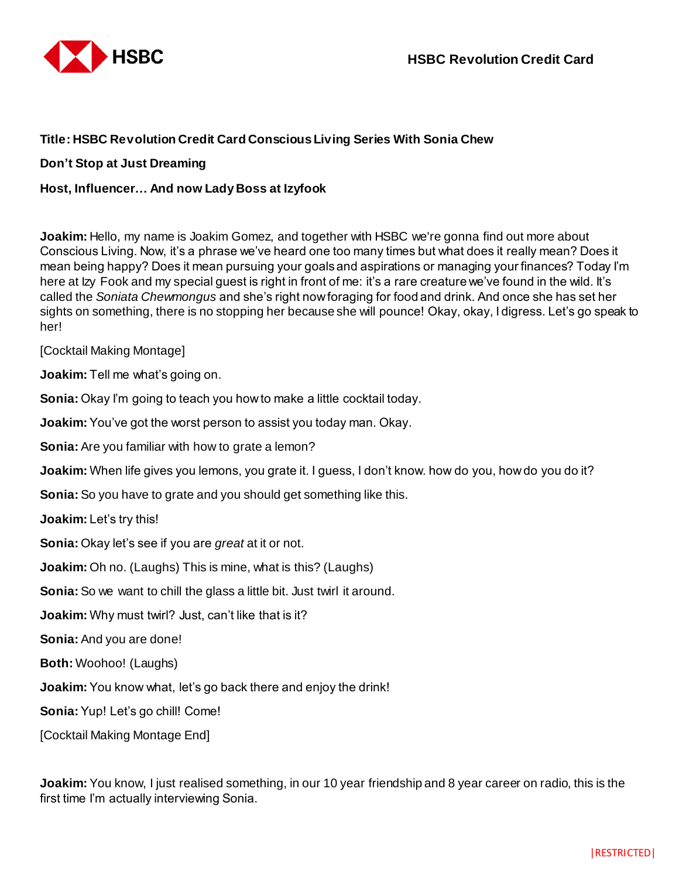**Title: HSBC Revolution Credit Card Conscious Living Series With Sonia Chew**

**Don't Stop at Just Dreaming**

**Host, Influencer… And now Lady Boss at Izyfook**

**Joakim:** Hello, my name is Joakim Gomez, and together with HSBC we're gonna find out more about Conscious Living. Now, it's a phrase we've heard one too many times but what does it really mean? Does it mean being happy? Does it mean pursuing your goals and aspirations or managing your finances? Today I'm here at Izy Fook and my special guest is right in front of me: it's a rare creature we've found in the wild. It's called the *Soniata Chewmongus* and she's right now foraging for food and drink. And once she has set her sights on something, there is no stopping her because she will pounce! Okay, okay, I digress. Let's go speak to her!

[Cocktail Making Montage]

**Joakim:** Tell me what's going on.

**Sonia:** Okay I'm going to teach you how to make a little cocktail today.

**Joakim:** You've got the worst person to assist you today man. Okay.

**Sonia:** Are you familiar with how to grate a lemon?

**Joakim:** When life gives you lemons, you grate it. I guess, I don't know. how do you, how do you do it?

**Sonia:** So you have to grate and you should get something like this.

**Joakim:** Let's try this!

**Sonia:** Okay let's see if you are *great* at it or not.

**Joakim:** Oh no. (Laughs) This is mine, what is this? (Laughs)

**Sonia:** So we want to chill the glass a little bit. Just twirl it around.

**Joakim:** Why must twirl? Just, can't like that is it?

**Sonia:** And you are done!

**Both:** Woohoo! (Laughs)

**Joakim:** You know what, let's go back there and enjoy the drink!

**Sonia:** Yup! Let's go chill! Come!

[Cocktail Making Montage End]

**Joakim:** You know, I just realised something, in our 10 year friendship and 8 year career on radio, this is the first time I'm actually interviewing Sonia.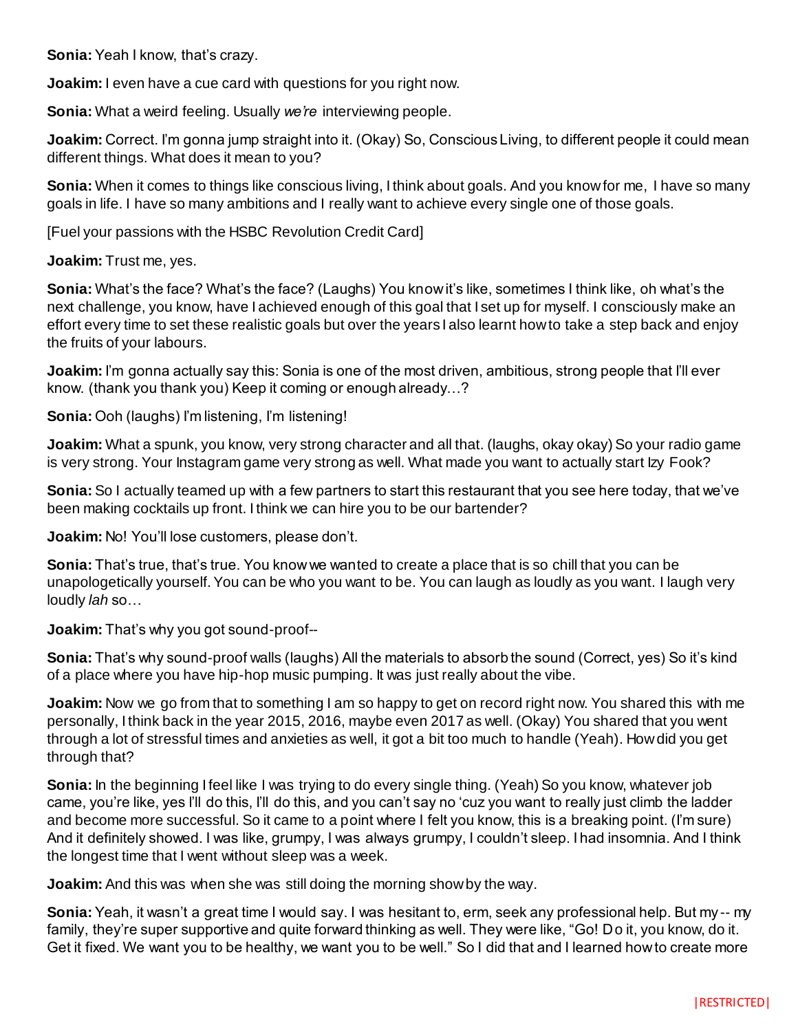**Sonia:** Yeah I know, that's crazy.

**Joakim:** I even have a cue card with questions for you right now.

**Sonia:** What a weird feeling. Usually *we're* interviewing people.

**Joakim:** Correct. I'm gonna jump straight into it. (Okay) So, Conscious Living, to different people it could mean different things. What does it mean to you?

**Sonia:** When it comes to things like conscious living, I think about goals. And you know for me, I have so many goals in life. I have so many ambitions and I really want to achieve every single one of those goals.

[Fuel your passions with the HSBC Revolution Credit Card]

**Joakim:** Trust me, yes.

**Sonia:** What's the face? What's the face? (Laughs) You know it's like, sometimes I think like, oh what's the next challenge, you know, have I achieved enough of this goal that I set up for myself. I consciously make an effort every time to set these realistic goals but over the years I also learnt how to take a step back and enjoy the fruits of your labours.

**Joakim:** I'm gonna actually say this: Sonia is one of the most driven, ambitious, strong people that I'll ever know. (thank you thank you) Keep it coming or enough already…?

**Sonia:** Ooh (laughs) I'm listening, I'm listening!

**Joakim:** What a spunk, you know, very strong character and all that. (laughs, okay okay) So your radio game is very strong. Your Instagram game very strong as well. What made you want to actually start Izy Fook?

**Sonia:** So I actually teamed up with a few partners to start this restaurant that you see here today, that we've been making cocktails up front. I think we can hire you to be our bartender?

**Joakim:** No! You'll lose customers, please don't.

**Sonia:** That's true, that's true. You know we wanted to create a place that is so chill that you can be unapologetically yourself. You can be who you want to be. You can laugh as loudly as you want. I laugh very loudly *lah* so…

**Joakim:** That's why you got sound-proof--

**Sonia:** That's why sound-proof walls (laughs) All the materials to absorb the sound (Correct, yes) So it's kind of a place where you have hip-hop music pumping. It was just really about the vibe.

**Joakim:** Now we go from that to something I am so happy to get on record right now. You shared this with me personally, I think back in the year 2015, 2016, maybe even 2017 as well. (Okay) You shared that you went through a lot of stressful times and anxieties as well, it got a bit too much to handle (Yeah). How did you get through that?

**Sonia:** In the beginning I feel like I was trying to do every single thing. (Yeah) So you know, whatever job came, you're like, yes I'll do this, I'll do this, and you can't say no 'cuz you want to really just climb the ladder and become more successful. So it came to a point where I felt you know, this is a breaking point. (I'm sure) And it definitely showed. I was like, grumpy, I was always grumpy, I couldn't sleep. I had insomnia. And I think the longest time that I went without sleep was a week.

**Joakim:** And this was when she was still doing the morning show by the way.

**Sonia:** Yeah, it wasn't a great time I would say. I was hesitant to, erm, seek any professional help. But my -- my family, they're super supportive and quite forward thinking as well. They were like, "Go! Do it, you know, do it. Get it fixed. We want you to be healthy, we want you to be well." So I did that and I learned how to create more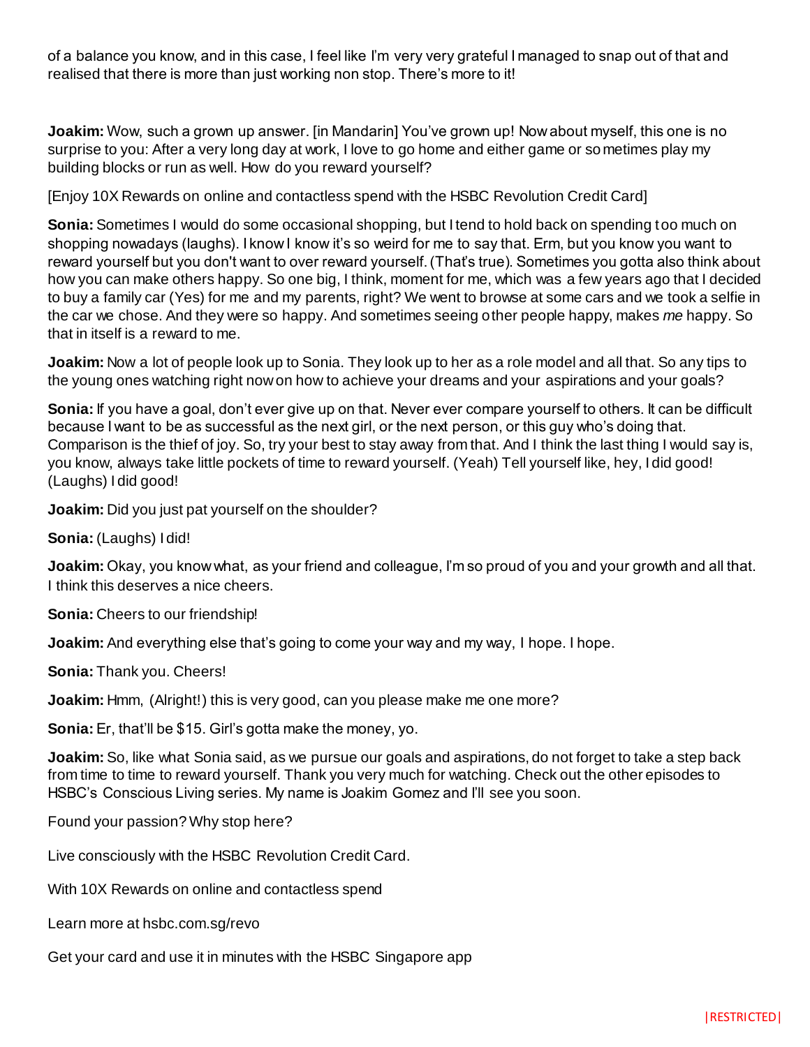of a balance you know, and in this case, I feel like I'm very very grateful I managed to snap out of that and realised that there is more than just working non stop. There's more to it!

**Joakim:** Wow, such a grown up answer. [in Mandarin] You've grown up! Now about myself, this one is no surprise to you: After a very long day at work, I love to go home and either game or sometimes play my building blocks or run as well. How do you reward yourself?

[Enjoy 10X Rewards on online and contactless spend with the HSBC Revolution Credit Card]

**Sonia:** Sometimes I would do some occasional shopping, but I tend to hold back on spending too much on shopping nowadays (laughs). I know I know it's so weird for me to say that. Erm, but you know you want to reward yourself but you don't want to over reward yourself. (That's true). Sometimes you gotta also think about how you can make others happy. So one big, I think, moment for me, which was a few years ago that I decided to buy a family car (Yes) for me and my parents, right? We went to browse at some cars and we took a selfie in the car we chose. And they were so happy. And sometimes seeing other people happy, makes *me* happy. So that in itself is a reward to me.

**Joakim:** Now a lot of people look up to Sonia. They look up to her as a role model and all that. So any tips to the young ones watching right now on how to achieve your dreams and your aspirations and your goals?

**Sonia:** If you have a goal, don't ever give up on that. Never ever compare yourself to others. It can be difficult because I want to be as successful as the next girl, or the next person, or this guy who's doing that. Comparison is the thief of joy. So, try your best to stay away from that. And I think the last thing I would say is, you know, always take little pockets of time to reward yourself. (Yeah) Tell yourself like, hey, I did good! (Laughs) I did good!

**Joakim:** Did you just pat yourself on the shoulder?

**Sonia:** (Laughs) I did!

**Joakim:** Okay, you know what, as your friend and colleague, I'm so proud of you and your growth and all that. I think this deserves a nice cheers.

**Sonia:** Cheers to our friendship!

**Joakim:** And everything else that's going to come your way and my way, I hope. I hope.

**Sonia:** Thank you. Cheers!

**Joakim:** Hmm, (Alright!) this is very good, can you please make me one more?

**Sonia:** Er, that'll be $15. Girl's gotta make the money, yo.

**Joakim:** So, like what Sonia said, as we pursue our goals and aspirations, do not forget to take a step back from time to time to reward yourself. Thank you very much for watching. Check out the other episodes to HSBC's Conscious Living series. My name is Joakim Gomez and I'll see you soon.

Found your passion? Why stop here?

Live consciously with the HSBC Revolution Credit Card.

With 10X Rewards on online and contactless spend

Learn more at hsbc.com.sg/revo

Get your card and use it in minutes with the HSBC Singapore app